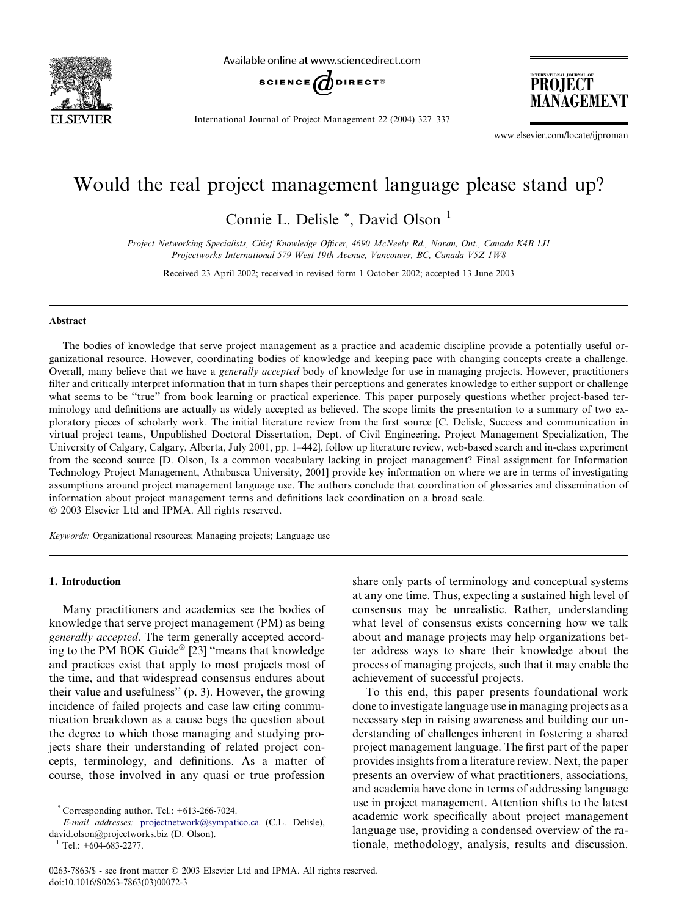# Would the real project management language please stand up?

Connie L. Delisle *, David Olson [1]

*Project Networking Specialists, Chief Knowledge Officer, 4690 McNeely Rd., Navan, Ont., Canada K4B 1J1*
*Projectworks International 579 West 19th Avenue, Vancouver, BC, Canada V5Z 1W8*

Received 23 April 2002; received in revised form 1 October 2002; accepted 13 June 2003

## Abstract

The bodies of knowledge that serve project management as a practice and academic discipline provide a potentially useful organizational resource. However, coordinating bodies of knowledge and keeping pace with changing concepts create a challenge. Overall, many believe that we have a *generally accepted* body of knowledge for use in managing projects. However, practitioners filter and critically interpret information that in turn shapes their perceptions and generates knowledge to either support or challenge what seems to be "true" from book learning or practical experience. This paper purposely questions whether project-based terminology and definitions are actually as widely accepted as believed. The scope limits the presentation to a summary of two exploratory pieces of scholarly work. The initial literature review from the first source [C. Delisle, Success and communication in virtual project teams, Unpublished Doctoral Dissertation, Dept. of Civil Engineering. Project Management Specialization, The University of Calgary, Calgary, Alberta, July 2001, pp. 1–442], follow up literature review, web-based search and in-class experiment from the second source [D. Olson, Is a common vocabulary lacking in project management? Final assignment for Information Technology Project Management, Athabasca University, 2001] provide key information on where we are in terms of investigating assumptions around project management language use. The authors conclude that coordination of glossaries and dissemination of information about project management terms and definitions lack coordination on a broad scale.
© 2003 Elsevier Ltd and IPMA. All rights reserved.

*Keywords:* Organizational resources; Managing projects; Language use

## 1. Introduction

Many practitioners and academics see the bodies of knowledge that serve project management (PM) as being *generally accepted*. The term generally accepted according to the PM BOK Guide® [23] "means that knowledge and practices exist that apply to most projects most of the time, and that widespread consensus endures about their value and usefulness" (p. 3). However, the growing incidence of failed projects and case law citing communication breakdown as a cause begs the question about the degree to which those managing and studying projects share their understanding of related project concepts, terminology, and definitions. As a matter of course, those involved in any quasi or true profession share only parts of terminology and conceptual systems at any one time. Thus, expecting a sustained high level of consensus may be unrealistic. Rather, understanding what level of consensus exists concerning how we talk about and manage projects may help organizations better address ways to share their knowledge about the process of managing projects, such that it may enable the achievement of successful projects.

To this end, this paper presents foundational work done to investigate language use in managing projects as a necessary step in raising awareness and building our understanding of challenges inherent in fostering a shared project management language. The first part of the paper provides insights from a literature review. Next, the paper presents an overview of what practitioners, associations, and academia have done in terms of addressing language use in project management. Attention shifts to the latest academic work specifically about project management language use, providing a condensed overview of the rationale, methodology, analysis, results and discussion.

* Corresponding author. Tel.: +613-266-7024.
*E-mail addresses:* projectnetwork@sympatico.ca (C.L. Delisle), david.olson@projectworks.biz (D. Olson).
[1] Tel.: +604-683-2277.

0263-7863/$ - see front matter © 2003 Elsevier Ltd and IPMA. All rights reserved.
doi:10.1016/S0263-7863(03)00072-3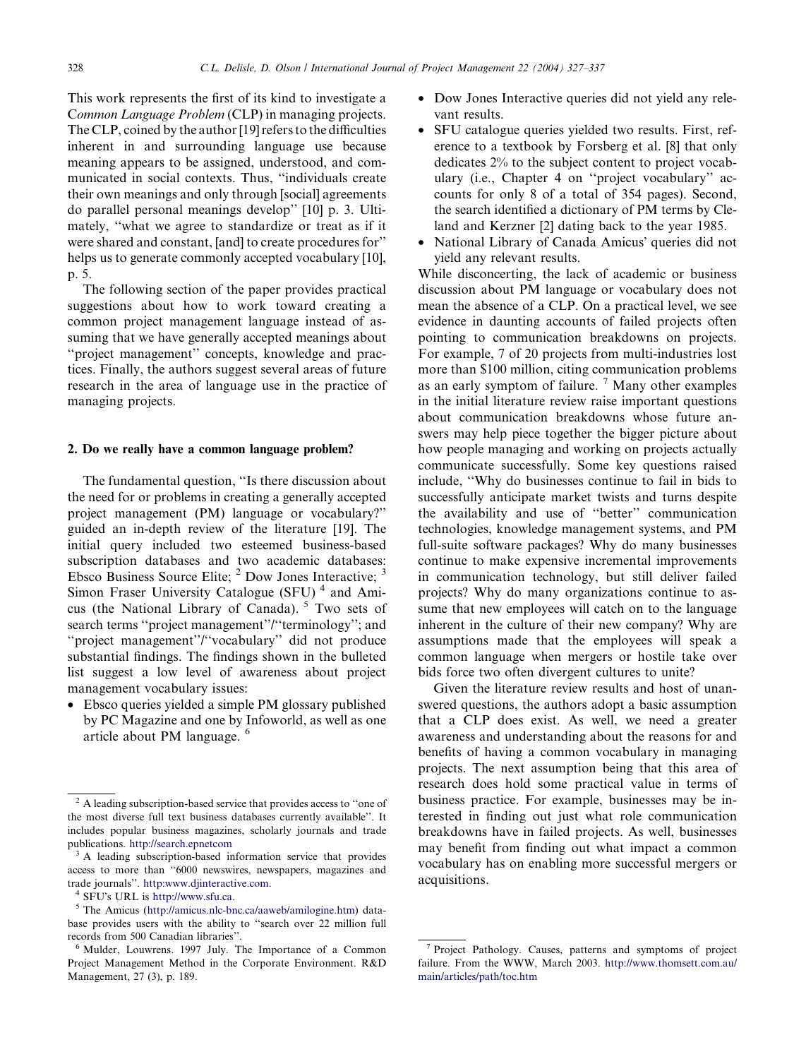This work represents the first of its kind to investigate a *Common Language Problem* (CLP) in managing projects. The CLP, coined by the author [19] refers to the difficulties inherent in and surrounding language use because meaning appears to be assigned, understood, and communicated in social contexts. Thus, ''individuals create their own meanings and only through [social] agreements do parallel personal meanings develop'' [10] p. 3. Ultimately, ''what we agree to standardize or treat as if it were shared and constant, [and] to create procedures for'' helps us to generate commonly accepted vocabulary [10], p. 5.

The following section of the paper provides practical suggestions about how to work toward creating a common project management language instead of assuming that we have generally accepted meanings about ''project management'' concepts, knowledge and practices. Finally, the authors suggest several areas of future research in the area of language use in the practice of managing projects.

## 2. Do we really have a common language problem?

The fundamental question, ''Is there discussion about the need for or problems in creating a generally accepted project management (PM) language or vocabulary?'' guided an in-depth review of the literature [19]. The initial query included two esteemed business-based subscription databases and two academic databases: Ebsco Business Source Elite; [2] Dow Jones Interactive; [3] Simon Fraser University Catalogue (SFU) [4] and Amicus (the National Library of Canada). [5] Two sets of search terms ''project management''/''terminology''; and ''project management''/''vocabulary'' did not produce substantial findings. The findings shown in the bulleted list suggest a low level of awareness about project management vocabulary issues:

- Ebsco queries yielded a simple PM glossary published by PC Magazine and one by Infoworld, as well as one article about PM language. [6]
- Dow Jones Interactive queries did not yield any relevant results.
- SFU catalogue queries yielded two results. First, reference to a textbook by Forsberg et al. [8] that only dedicates 2% to the subject content to project vocabulary (i.e., Chapter 4 on ''project vocabulary'' accounts for only 8 of a total of 354 pages). Second, the search identified a dictionary of PM terms by Cleland and Kerzner [2] dating back to the year 1985.
- National Library of Canada Amicus' queries did not yield any relevant results.

While disconcerting, the lack of academic or business discussion about PM language or vocabulary does not mean the absence of a CLP. On a practical level, we see evidence in daunting accounts of failed projects often pointing to communication breakdowns on projects. For example, 7 of 20 projects from multi-industries lost more than $100 million, citing communication problems as an early symptom of failure. [7] Many other examples in the initial literature review raise important questions about communication breakdowns whose future answers may help piece together the bigger picture about how people managing and working on projects actually communicate successfully. Some key questions raised include, ''Why do businesses continue to fail in bids to successfully anticipate market twists and turns despite the availability and use of ''better'' communication technologies, knowledge management systems, and PM full-suite software packages? Why do many businesses continue to make expensive incremental improvements in communication technology, but still deliver failed projects? Why do many organizations continue to assume that new employees will catch on to the language inherent in the culture of their new company? Why are assumptions made that the employees will speak a common language when mergers or hostile take over bids force two often divergent cultures to unite?

Given the literature review results and host of unanswered questions, the authors adopt a basic assumption that a CLP does exist. As well, we need a greater awareness and understanding about the reasons for and benefits of having a common vocabulary in managing projects. The next assumption being that this area of research does hold some practical value in terms of business practice. For example, businesses may be interested in finding out just what role communication breakdowns have in failed projects. As well, businesses may benefit from finding out what impact a common vocabulary has on enabling more successful mergers or acquisitions.

---

[2] A leading subscription-based service that provides access to ''one of the most diverse full text business databases currently available''. It includes popular business magazines, scholarly journals and trade publications. http://search.epnetcom

[3] A leading subscription-based information service that provides access to more than ''6000 newswires, newspapers, magazines and trade journals''. http:www.djinteractive.com.

[4] SFU's URL is http://www.sfu.ca.

[5] The Amicus (http://amicus.nlc-bnc.ca/aaweb/amilogine.htm) database provides users with the ability to ''search over 22 million full records from 500 Canadian libraries''.

[6] Mulder, Louwrens. 1997 July. The Importance of a Common Project Management Method in the Corporate Environment. R&D Management, 27 (3), p. 189.

[7] Project Pathology. Causes, patterns and symptoms of project failure. From the WWW, March 2003. http://www.thomsett.com.au/main/articles/path/toc.htm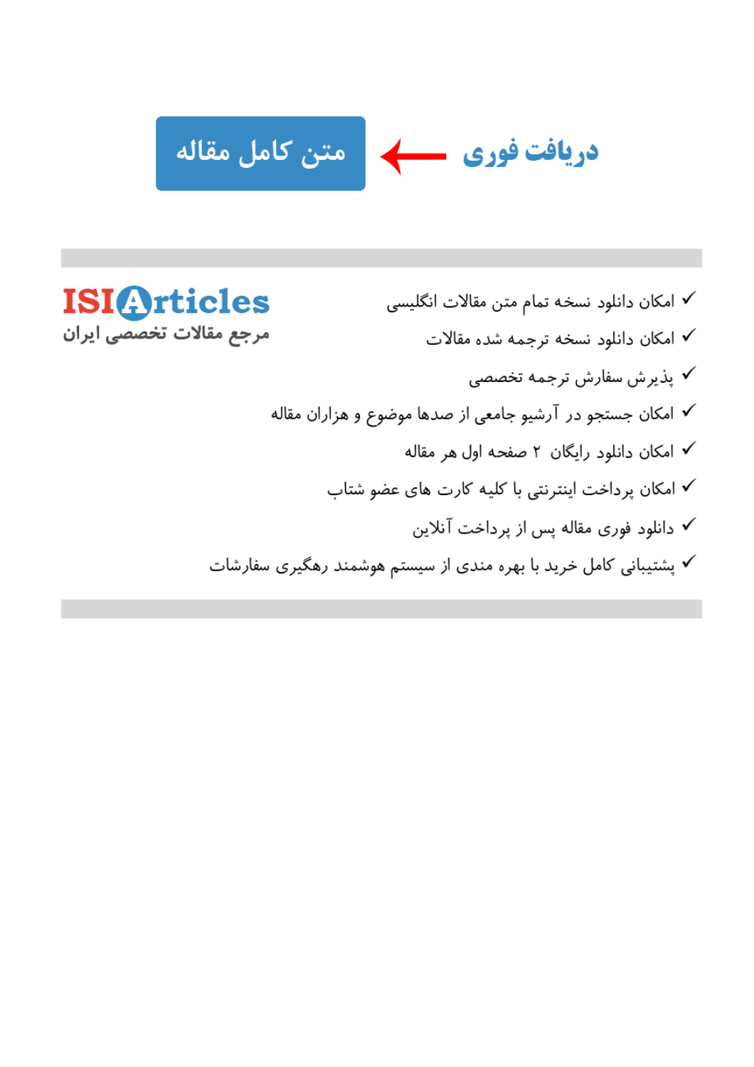دریافت فوری ← متن کامل مقاله

**ISIArticles**
مرجع مقالات تخصصی ایران

- ✓ امکان دانلود نسخه تمام متن مقالات انگلیسی
- ✓ امکان دانلود نسخه ترجمه شده مقالات
- ✓ پذیرش سفارش ترجمه تخصصی
- ✓ امکان جستجو در آرشیو جامعی از صدها موضوع و هزاران مقاله
- ✓ امکان دانلود رایگان ۲ صفحه اول هر مقاله
- ✓ امکان پرداخت اینترنتی با کلیه کارت های عضو شتاب
- ✓ دانلود فوری مقاله پس از پرداخت آنلاین
- ✓ پشتیبانی کامل خرید با بهره مندی از سیستم هوشمند رهگیری سفارشات